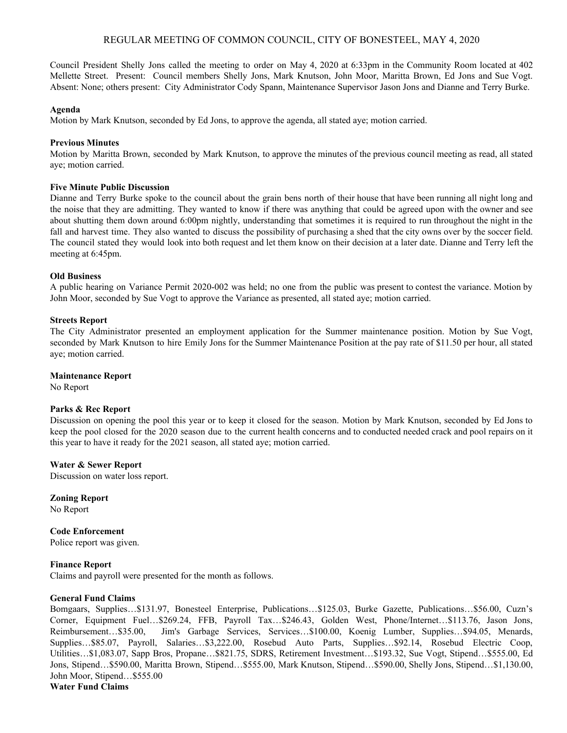# REGULAR MEETING OF COMMON COUNCIL, CITY OF BONESTEEL, MAY 4, 2020

Council President Shelly Jons called the meeting to order on May 4, 2020 at 6:33pm in the Community Room located at 402 Mellette Street. Present: Council members Shelly Jons, Mark Knutson, John Moor, Maritta Brown, Ed Jons and Sue Vogt. Absent: None; others present: City Administrator Cody Spann, Maintenance Supervisor Jason Jons and Dianne and Terry Burke.

**Agenda**

Motion by Mark Knutson, seconded by Ed Jons, to approve the agenda, all stated aye; motion carried.

**Previous Minutes**

Motion by Maritta Brown, seconded by Mark Knutson, to approve the minutes of the previous council meeting as read, all stated aye; motion carried.

**Five Minute Public Discussion**

Dianne and Terry Burke spoke to the council about the grain bens north of their house that have been running all night long and the noise that they are admitting. They wanted to know if there was anything that could be agreed upon with the owner and see about shutting them down around 6:00pm nightly, understanding that sometimes it is required to run throughout the night in the fall and harvest time. They also wanted to discuss the possibility of purchasing a shed that the city owns over by the soccer field. The council stated they would look into both request and let them know on their decision at a later date. Dianne and Terry left the meeting at 6:45pm.

**Old Business**

A public hearing on Variance Permit 2020-002 was held; no one from the public was present to contest the variance. Motion by John Moor, seconded by Sue Vogt to approve the Variance as presented, all stated aye; motion carried.

**Streets Report**

The City Administrator presented an employment application for the Summer maintenance position. Motion by Sue Vogt, seconded by Mark Knutson to hire Emily Jons for the Summer Maintenance Position at the pay rate of $11.50 per hour, all stated aye; motion carried.

**Maintenance Report**

No Report

**Parks & Rec Report**

Discussion on opening the pool this year or to keep it closed for the season. Motion by Mark Knutson, seconded by Ed Jons to keep the pool closed for the 2020 season due to the current health concerns and to conducted needed crack and pool repairs on it this year to have it ready for the 2021 season, all stated aye; motion carried.

**Water & Sewer Report**

Discussion on water loss report.

**Zoning Report**

No Report

**Code Enforcement**

Police report was given.

**Finance Report**

Claims and payroll were presented for the month as follows.

**General Fund Claims**

Bomgaars, Supplies…$131.97, Bonesteel Enterprise, Publications…$125.03, Burke Gazette, Publications…$56.00, Cuzn's Corner, Equipment Fuel…$269.24, FFB, Payroll Tax…$246.43, Golden West, Phone/Internet…$113.76, Jason Jons, Reimbursement…$35.00, Jim's Garbage Services, Services…$100.00, Koenig Lumber, Supplies…$94.05, Menards, Supplies…$85.07, Payroll, Salaries…$3,222.00, Rosebud Auto Parts, Supplies…$92.14, Rosebud Electric Coop, Utilities…$1,083.07, Sapp Bros, Propane…$821.75, SDRS, Retirement Investment…$193.32, Sue Vogt, Stipend…$555.00, Ed Jons, Stipend…$590.00, Maritta Brown, Stipend…$555.00, Mark Knutson, Stipend…$590.00, Shelly Jons, Stipend…$1,130.00, John Moor, Stipend…$555.00

**Water Fund Claims**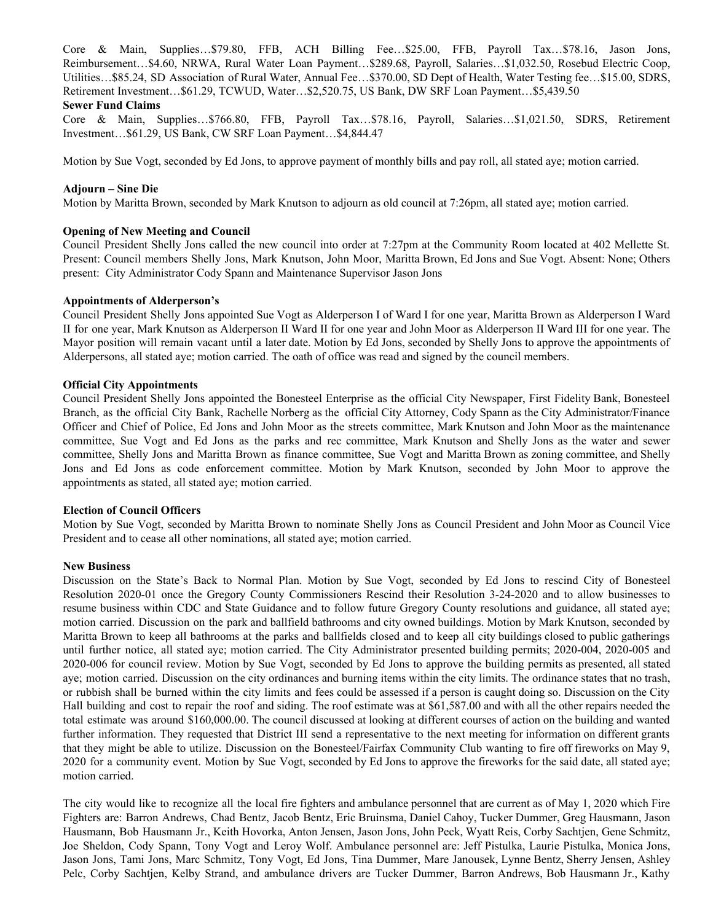Core & Main, Supplies…$79.80, FFB, ACH Billing Fee…$25.00, FFB, Payroll Tax…$78.16, Jason Jons, Reimbursement…$4.60, NRWA, Rural Water Loan Payment…$289.68, Payroll, Salaries…$1,032.50, Rosebud Electric Coop, Utilities…$85.24, SD Association of Rural Water, Annual Fee…$370.00, SD Dept of Health, Water Testing fee…$15.00, SDRS, Retirement Investment…$61.29, TCWUD, Water…$2,520.75, US Bank, DW SRF Loan Payment…$5,439.50

**Sewer Fund Claims**

Core & Main, Supplies…$766.80, FFB, Payroll Tax…$78.16, Payroll, Salaries…$1,021.50, SDRS, Retirement Investment…$61.29, US Bank, CW SRF Loan Payment…$4,844.47

Motion by Sue Vogt, seconded by Ed Jons, to approve payment of monthly bills and pay roll, all stated aye; motion carried.

**Adjourn – Sine Die**

Motion by Maritta Brown, seconded by Mark Knutson to adjourn as old council at 7:26pm, all stated aye; motion carried.

**Opening of New Meeting and Council**

Council President Shelly Jons called the new council into order at 7:27pm at the Community Room located at 402 Mellette St. Present: Council members Shelly Jons, Mark Knutson, John Moor, Maritta Brown, Ed Jons and Sue Vogt. Absent: None; Others present: City Administrator Cody Spann and Maintenance Supervisor Jason Jons

**Appointments of Alderperson's**

Council President Shelly Jons appointed Sue Vogt as Alderperson I of Ward I for one year, Maritta Brown as Alderperson I Ward II for one year, Mark Knutson as Alderperson II Ward II for one year and John Moor as Alderperson II Ward III for one year. The Mayor position will remain vacant until a later date. Motion by Ed Jons, seconded by Shelly Jons to approve the appointments of Alderpersons, all stated aye; motion carried. The oath of office was read and signed by the council members.

**Official City Appointments**

Council President Shelly Jons appointed the Bonesteel Enterprise as the official City Newspaper, First Fidelity Bank, Bonesteel Branch, as the official City Bank, Rachelle Norberg as the official City Attorney, Cody Spann as the City Administrator/Finance Officer and Chief of Police, Ed Jons and John Moor as the streets committee, Mark Knutson and John Moor as the maintenance committee, Sue Vogt and Ed Jons as the parks and rec committee, Mark Knutson and Shelly Jons as the water and sewer committee, Shelly Jons and Maritta Brown as finance committee, Sue Vogt and Maritta Brown as zoning committee, and Shelly Jons and Ed Jons as code enforcement committee. Motion by Mark Knutson, seconded by John Moor to approve the appointments as stated, all stated aye; motion carried.

**Election of Council Officers**

Motion by Sue Vogt, seconded by Maritta Brown to nominate Shelly Jons as Council President and John Moor as Council Vice President and to cease all other nominations, all stated aye; motion carried.

**New Business**

Discussion on the State's Back to Normal Plan. Motion by Sue Vogt, seconded by Ed Jons to rescind City of Bonesteel Resolution 2020-01 once the Gregory County Commissioners Rescind their Resolution 3-24-2020 and to allow businesses to resume business within CDC and State Guidance and to follow future Gregory County resolutions and guidance, all stated aye; motion carried. Discussion on the park and ballfield bathrooms and city owned buildings. Motion by Mark Knutson, seconded by Maritta Brown to keep all bathrooms at the parks and ballfields closed and to keep all city buildings closed to public gatherings until further notice, all stated aye; motion carried. The City Administrator presented building permits; 2020-004, 2020-005 and 2020-006 for council review. Motion by Sue Vogt, seconded by Ed Jons to approve the building permits as presented, all stated aye; motion carried. Discussion on the city ordinances and burning items within the city limits. The ordinance states that no trash, or rubbish shall be burned within the city limits and fees could be assessed if a person is caught doing so. Discussion on the City Hall building and cost to repair the roof and siding. The roof estimate was at $61,587.00 and with all the other repairs needed the total estimate was around $160,000.00. The council discussed at looking at different courses of action on the building and wanted further information. They requested that District III send a representative to the next meeting for information on different grants that they might be able to utilize. Discussion on the Bonesteel/Fairfax Community Club wanting to fire off fireworks on May 9, 2020 for a community event. Motion by Sue Vogt, seconded by Ed Jons to approve the fireworks for the said date, all stated aye; motion carried.

The city would like to recognize all the local fire fighters and ambulance personnel that are current as of May 1, 2020 which Fire Fighters are: Barron Andrews, Chad Bentz, Jacob Bentz, Eric Bruinsma, Daniel Cahoy, Tucker Dummer, Greg Hausmann, Jason Hausmann, Bob Hausmann Jr., Keith Hovorka, Anton Jensen, Jason Jons, John Peck, Wyatt Reis, Corby Sachtjen, Gene Schmitz, Joe Sheldon, Cody Spann, Tony Vogt and Leroy Wolf. Ambulance personnel are: Jeff Pistulka, Laurie Pistulka, Monica Jons, Jason Jons, Tami Jons, Marc Schmitz, Tony Vogt, Ed Jons, Tina Dummer, Mare Janousek, Lynne Bentz, Sherry Jensen, Ashley Pelc, Corby Sachtjen, Kelby Strand, and ambulance drivers are Tucker Dummer, Barron Andrews, Bob Hausmann Jr., Kathy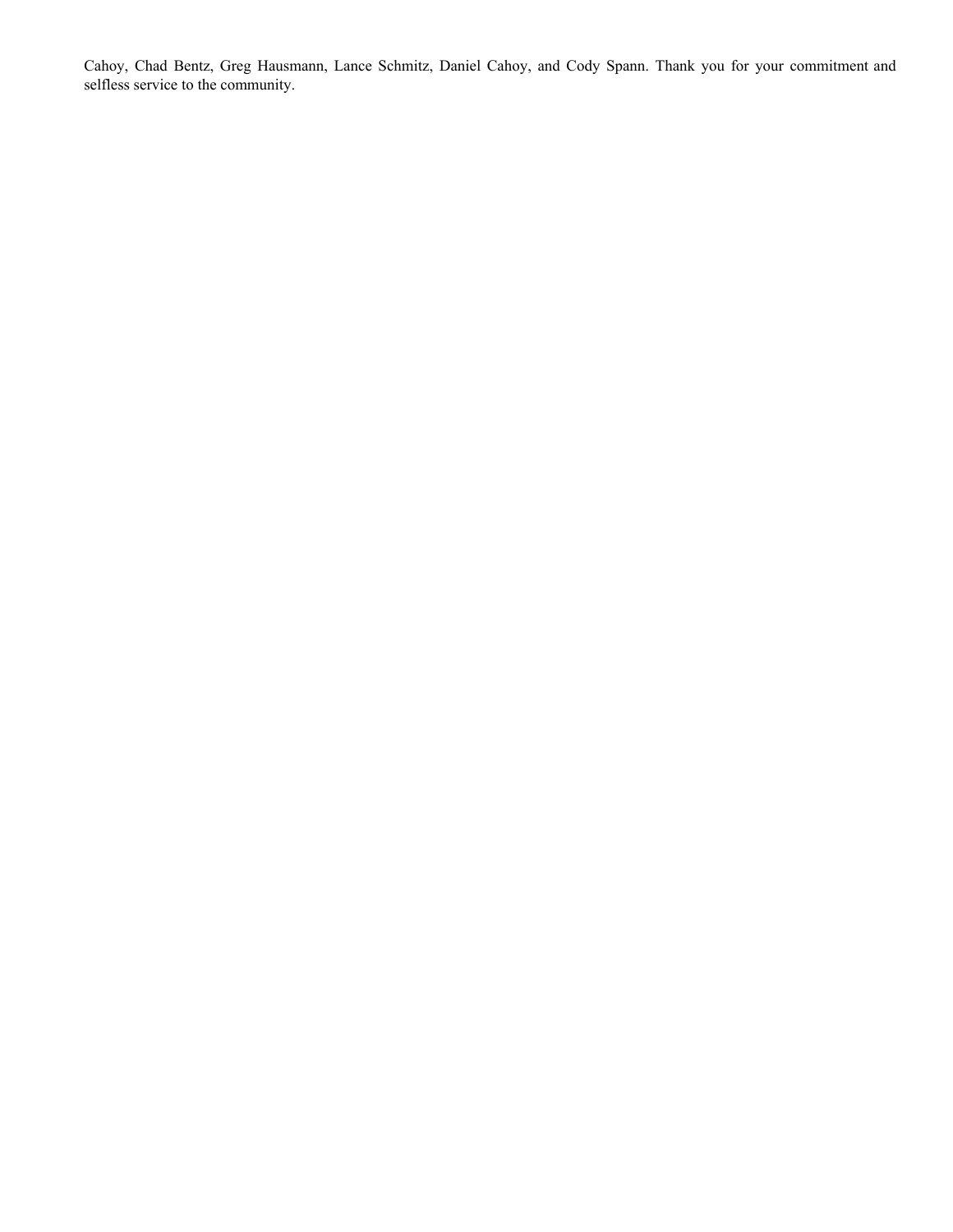Cahoy, Chad Bentz, Greg Hausmann, Lance Schmitz, Daniel Cahoy, and Cody Spann. Thank you for your commitment and selfless service to the community.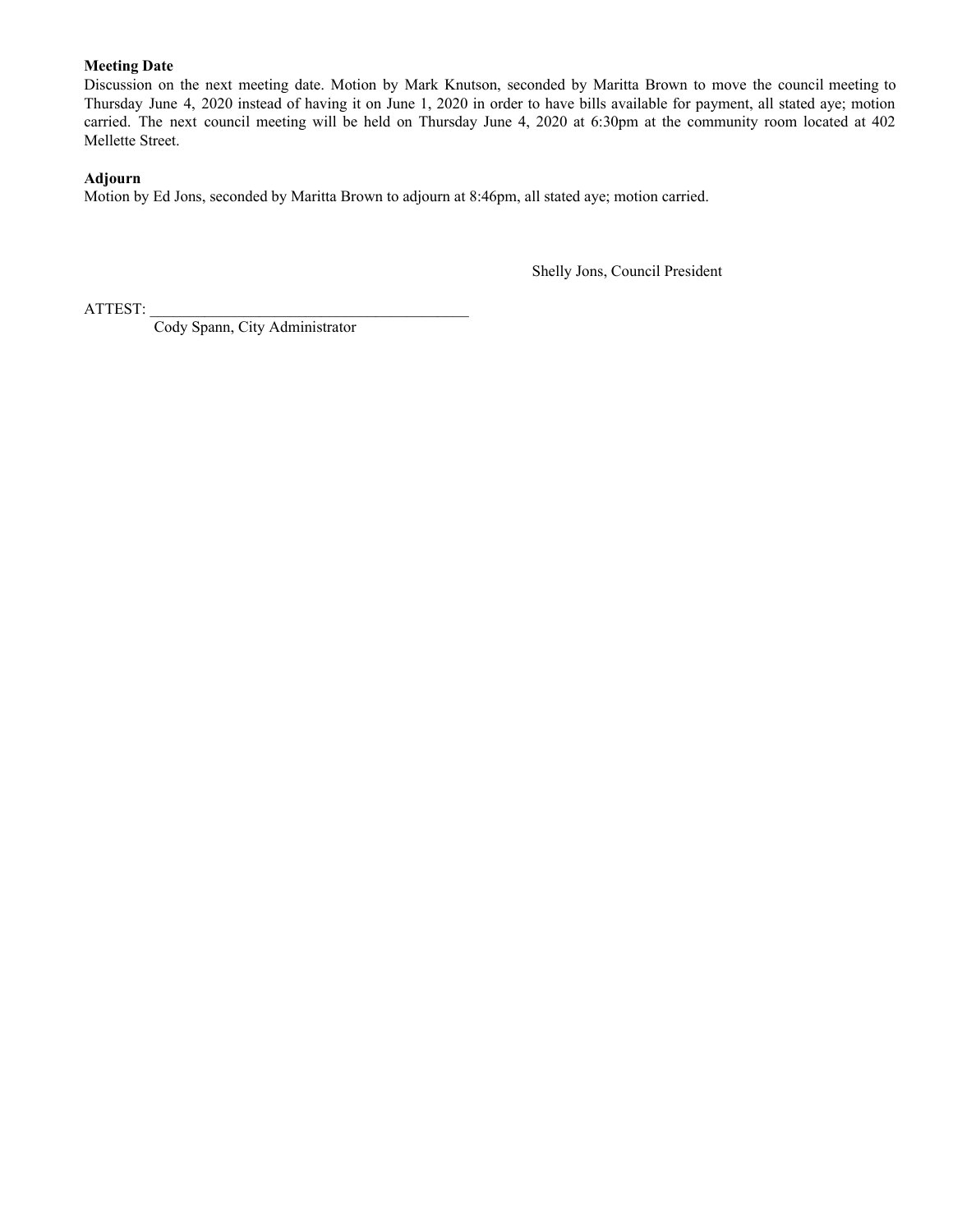**Meeting Date**

Discussion on the next meeting date. Motion by Mark Knutson, seconded by Maritta Brown to move the council meeting to Thursday June 4, 2020 instead of having it on June 1, 2020 in order to have bills available for payment, all stated aye; motion carried. The next council meeting will be held on Thursday June 4, 2020 at 6:30pm at the community room located at 402 Mellette Street.

**Adjourn**

Motion by Ed Jons, seconded by Maritta Brown to adjourn at 8:46pm, all stated aye; motion carried.

Shelly Jons, Council President

ATTEST: ____________________________________________
Cody Spann, City Administrator